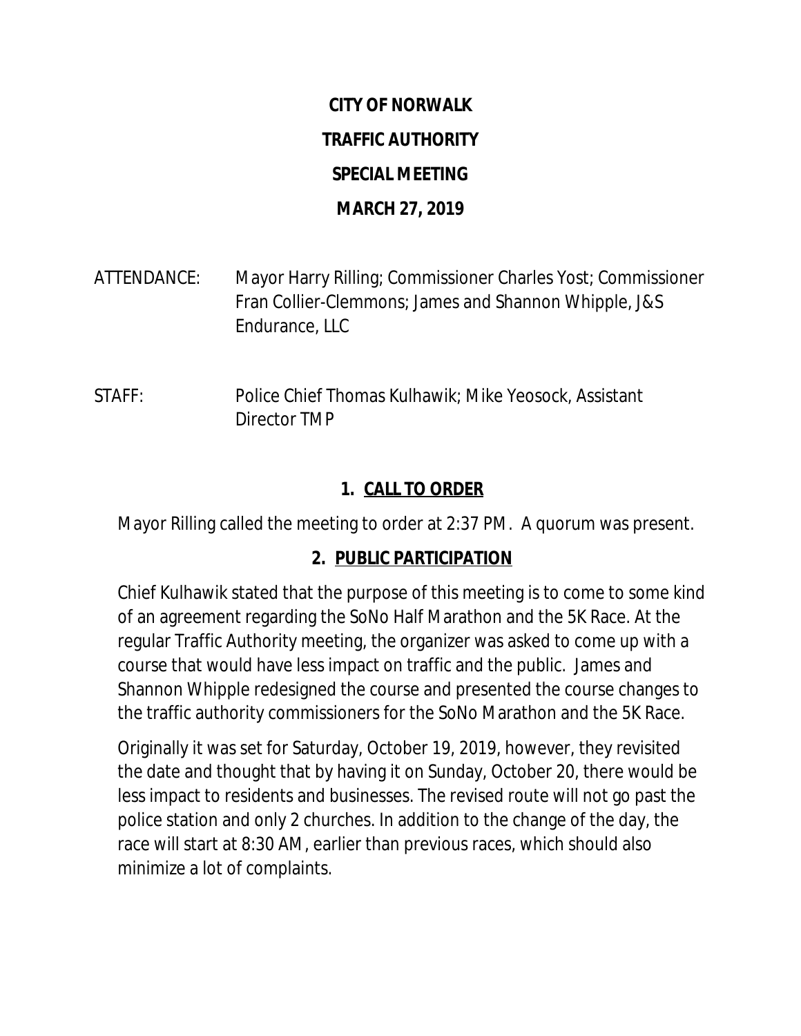# CITY OF NORWALK

# TRAFFIC AUTHORITY

# SPECIAL MEETING

# MARCH 27, 2019

ATTENDANCE: Mayor Harry Rilling; Commissioner Charles Yost; Commissioner Fran Collier-Clemmons; James and Shannon Whipple, J&S Endurance, LLC

STAFF: Police Chief Thomas Kulhawik; Mike Yeosock, Assistant Director TMP

## 1. CALL TO ORDER

Mayor Rilling called the meeting to order at 2:37 PM. A quorum was present.

## 2. PUBLIC PARTICIPATION

Chief Kulhawik stated that the purpose of this meeting is to come to some kind of an agreement regarding the SoNo Half Marathon and the 5K Race. At the regular Traffic Authority meeting, the organizer was asked to come up with a course that would have less impact on traffic and the public. James and Shannon Whipple redesigned the course and presented the course changes to the traffic authority commissioners for the SoNo Marathon and the 5K Race.

Originally it was set for Saturday, October 19, 2019, however, they revisited the date and thought that by having it on Sunday, October 20, there would be less impact to residents and businesses. The revised route will not go past the police station and only 2 churches. In addition to the change of the day, the race will start at 8:30 AM, earlier than previous races, which should also minimize a lot of complaints.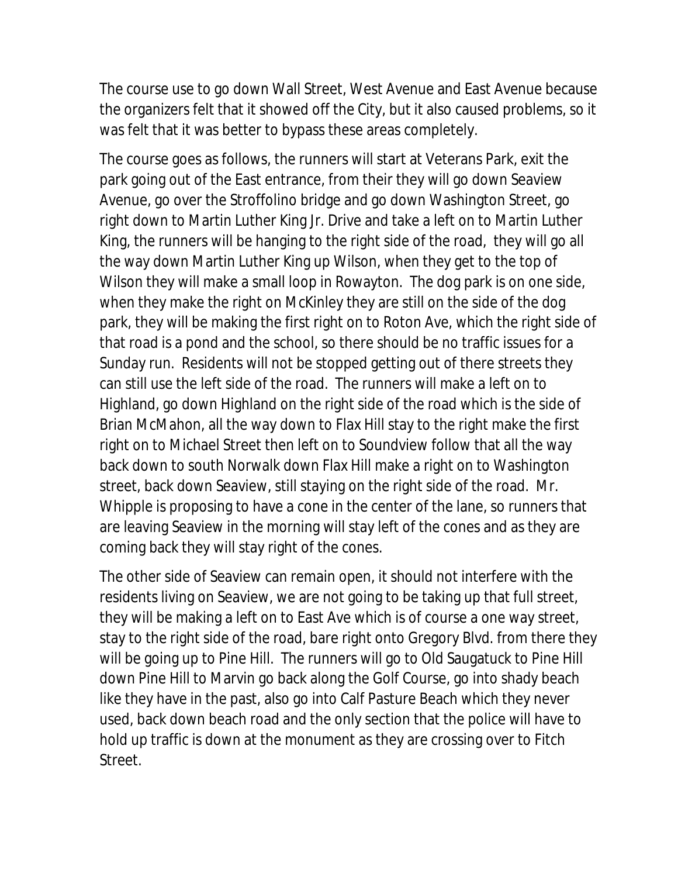The course use to go down Wall Street, West Avenue and East Avenue because the organizers felt that it showed off the City, but it also caused problems, so it was felt that it was better to bypass these areas completely.

The course goes as follows, the runners will start at Veterans Park, exit the park going out of the East entrance, from their they will go down Seaview Avenue, go over the Stroffolino bridge and go down Washington Street, go right down to Martin Luther King Jr. Drive and take a left on to Martin Luther King, the runners will be hanging to the right side of the road, they will go all the way down Martin Luther King up Wilson, when they get to the top of Wilson they will make a small loop in Rowayton. The dog park is on one side, when they make the right on McKinley they are still on the side of the dog park, they will be making the first right on to Roton Ave, which the right side of that road is a pond and the school, so there should be no traffic issues for a Sunday run. Residents will not be stopped getting out of there streets they can still use the left side of the road. The runners will make a left on to Highland, go down Highland on the right side of the road which is the side of Brian McMahon, all the way down to Flax Hill stay to the right make the first right on to Michael Street then left on to Soundview follow that all the way back down to south Norwalk down Flax Hill make a right on to Washington street, back down Seaview, still staying on the right side of the road. Mr. Whipple is proposing to have a cone in the center of the lane, so runners that are leaving Seaview in the morning will stay left of the cones and as they are coming back they will stay right of the cones.

The other side of Seaview can remain open, it should not interfere with the residents living on Seaview, we are not going to be taking up that full street, they will be making a left on to East Ave which is of course a one way street, stay to the right side of the road, bare right onto Gregory Blvd. from there they will be going up to Pine Hill. The runners will go to Old Saugatuck to Pine Hill down Pine Hill to Marvin go back along the Golf Course, go into shady beach like they have in the past, also go into Calf Pasture Beach which they never used, back down beach road and the only section that the police will have to hold up traffic is down at the monument as they are crossing over to Fitch Street.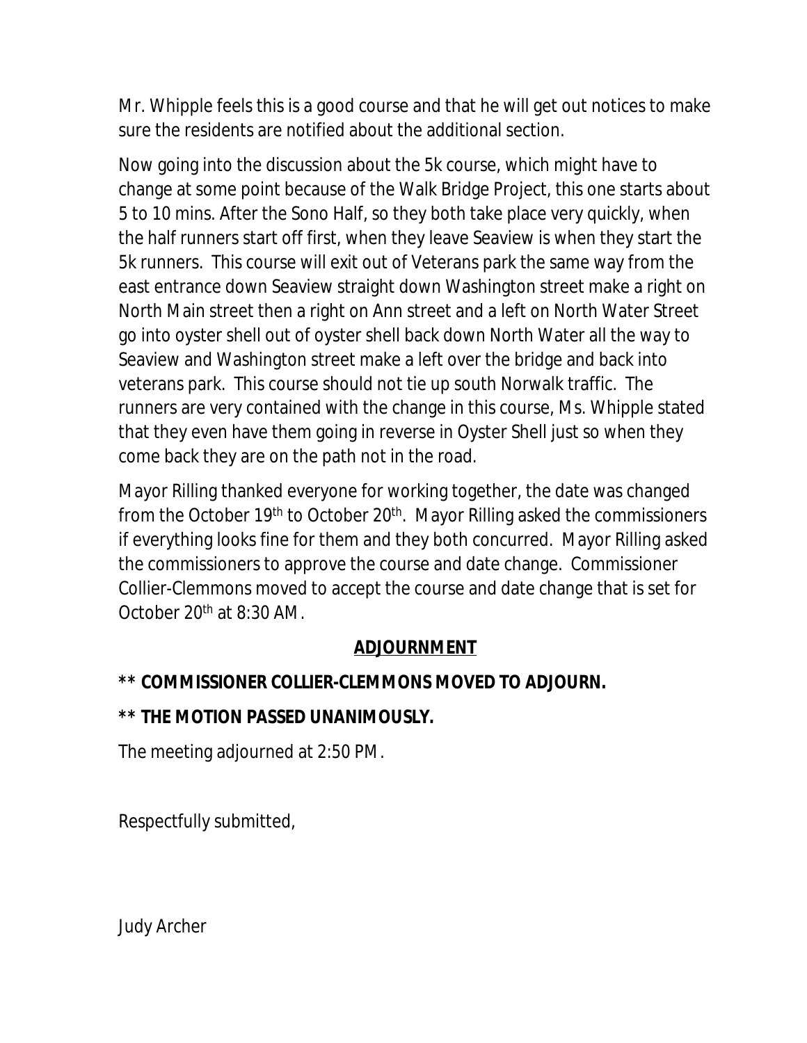Mr. Whipple feels this is a good course and that he will get out notices to make sure the residents are notified about the additional section.

Now going into the discussion about the 5k course, which might have to change at some point because of the Walk Bridge Project, this one starts about 5 to 10 mins. After the Sono Half, so they both take place very quickly, when the half runners start off first, when they leave Seaview is when they start the 5k runners. This course will exit out of Veterans park the same way from the east entrance down Seaview straight down Washington street make a right on North Main street then a right on Ann street and a left on North Water Street go into oyster shell out of oyster shell back down North Water all the way to Seaview and Washington street make a left over the bridge and back into veterans park. This course should not tie up south Norwalk traffic. The runners are very contained with the change in this course, Ms. Whipple stated that they even have them going in reverse in Oyster Shell just so when they come back they are on the path not in the road.

Mayor Rilling thanked everyone for working together, the date was changed from the October 19th to October 20th. Mayor Rilling asked the commissioners if everything looks fine for them and they both concurred. Mayor Rilling asked the commissioners to approve the course and date change. Commissioner Collier-Clemmons moved to accept the course and date change that is set for October 20th at 8:30 AM.

## ADJOURNMENT

**\*\* COMMISSIONER COLLIER-CLEMMONS MOVED TO ADJOURN.**

**\*\* THE MOTION PASSED UNANIMOUSLY.**

The meeting adjourned at 2:50 PM.

Respectfully submitted,

Judy Archer